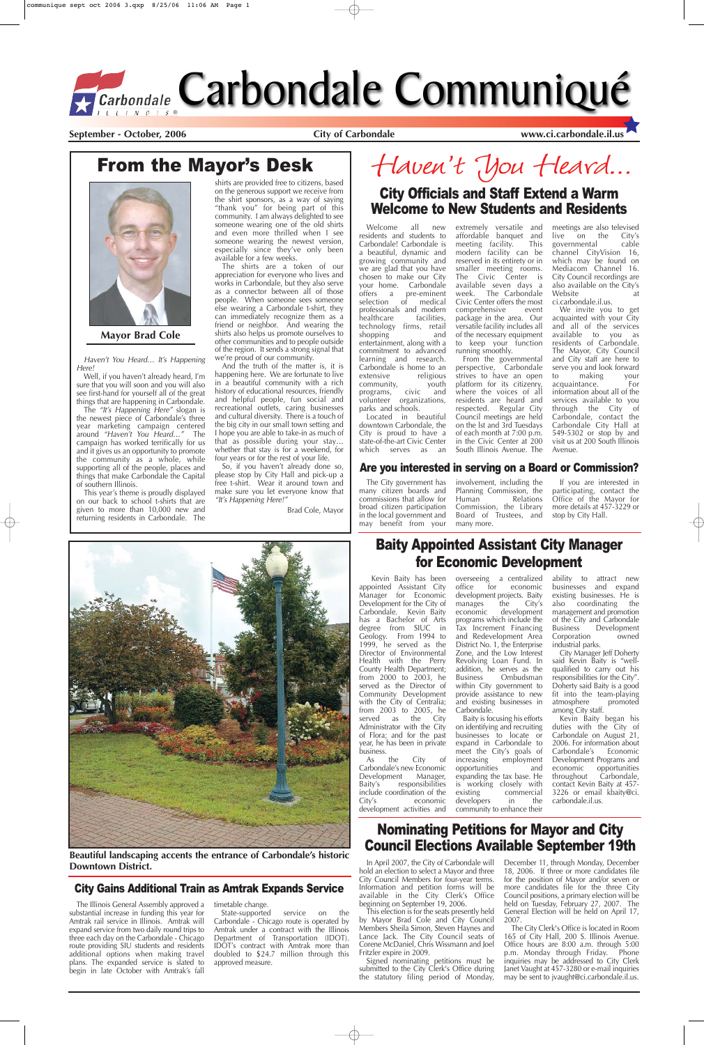# Carbondale Communiqué

**September - October, 2006** **City of Carbondale** **www.ci.carbondale.il.us**

## From the Mayor's Desk

**Mayor Brad Cole**

*Haven't You Heard... It's Happening Here!*

Well, if you haven't already heard, I'm sure that you will soon and you will also see first-hand for yourself all of the great things that are happening in Carbondale.

The *"It's Happening Here"* slogan is the newest piece of Carbondale's three year marketing campaign centered around *"Haven't You Heard..."* The campaign has worked terrifically for us and it gives us an opportunity to promote the community as a whole, while supporting all of the people, places and things that make Carbondale the Capital of southern Illinois.

This year's theme is proudly displayed on our back to school t-shirts that are given to more than 10,000 new and returning residents in Carbondale. The shirts are provided free to citizens, based on the generous support we receive from the shirt sponsors, as a way of saying "thank you" for being part of this community. I am always delighted to see someone wearing one of the old shirts and even more thrilled when I see someone wearing the newest version, especially since they've only been available for a few weeks.

The shirts are a token of our appreciation for everyone who lives and works in Carbondale, but they also serve as a connector between all of those people. When someone sees someone else wearing a Carbondale t-shirt, they can immediately recognize them as a friend or neighbor. And wearing the shirts also helps us promote ourselves to other communities and to people outside of the region. It sends a strong signal that we're proud of our community.

And the truth of the matter is, it is happening here. We are fortunate to live in a beautiful community with a rich history of educational resources, friendly and helpful people, fun social and recreational outlets, caring businesses and cultural diversity. There is a touch of the big city in our small town setting and I hope you are able to take-in as much of that as possible during your stay... whether that stay is for a weekend, for four years or for the rest of your life.

So, if you haven't already done so, please stop by City Hall and pick-up a free t-shirt. Wear it around town and make sure you let everyone know that *"It's Happening Here!"*

Brad Cole, Mayor

*Haven't You Heard...*

## City Officials and Staff Extend a Warm Welcome to New Students and Residents

Welcome all new residents and students to Carbondale! Carbondale is a beautiful, dynamic and growing community and we are glad that you have chosen to make our City your home. Carbondale offers a pre-eminent selection of medical professionals and modern healthcare facilities, technology firms, retail shopping and entertainment, along with a commitment to advanced learning and research. Carbondale is home to an extensive religious community, youth programs, civic and volunteer organizations, parks and schools.

Located in beautiful downtown Carbondale, the City is proud to have a state-of-the-art Civic Center which serves as an extremely versatile and affordable banquet and meeting facility. This modern facility can be reserved in its entirety or in smaller meeting rooms. The Civic Center is available seven days a week. The Carbondale Civic Center offers the most comprehensive event package in the area. Our versatile facility includes all of the necessary equipment to keep your function running smoothly.

From the governmental perspective, Carbondale strives to have an open platform for its citizenry, where the voices of all residents are heard and respected. Regular City Council meetings are held on the 1st and 3rd Tuesdays of each month at 7:00 p.m. in the Civic Center at 200 South Illinois Avenue. The meetings are also televised live on the City's governmental cable channel CityVision 16, which may be found on Mediacom Channel 16. City Council recordings are also available on the City's Website at ci.carbondale.il.us.

We invite you to get acquainted with your City and all of the services available to you as residents of Carbondale. The Mayor, City Council and City staff are here to serve you and look forward to making your acquaintance. For information about all of the services available to you through the City of Carbondale, contact the Carbondale City Hall at 549-5302 or stop by and visit us at 200 South Illinois Avenue.

## Are you interested in serving on a Board or Commission?

The City government has many citizen boards and commissions that allow for broad citizen participation in the local government and may benefit from your involvement, including the Planning Commission, the Human Relations Commission, the Library Board of Trustees, and many more.

If you are interested in participating, contact the Office of the Mayor for more details at 457-3229 or stop by City Hall.

## Baity Appointed Assistant City Manager for Economic Development

Kevin Baity has been appointed Assistant City Manager for Economic Development for the City of Carbondale. Kevin Baity has a Bachelor of Arts degree from SIUC in Geology. From 1994 to 1999, he served as the Director of Environmental Health with the Perry County Health Department; from 2000 to 2003, he served as the Director of Community Development with the City of Centralia; from 2003 to 2005, he served as the City Administrator with the City of Flora; and for the past year, he has been in private business.

As the City of Carbondale's new Economic Development Manager, Baity's responsibilities include coordination of the City's economic development activities and overseeing a centralized office for economic development projects. Baity manages the City's economic development programs which include the Tax Increment Financing and Redevelopment Area District No. 1, the Enterprise Zone, and the Low Interest Revolving Loan Fund. In addition, he serves as the Business Ombudsman within City government to provide assistance to new and existing businesses in Carbondale.

Baity is focusing his efforts on identifying and recruiting businesses to locate or expand in Carbondale to meet the City's goals of increasing employment opportunities and expanding the tax base. He is working closely with existing commercial developers in the community to enhance their ability to attract new businesses and expand existing businesses. He is also coordinating the management and promotion of the City and Carbondale Business Development Corporation owned industrial parks.

City Manager Jeff Doherty said Kevin Baity is "well-qualified to carry out his responsibilities for the City". Doherty said Baity is a good fit into the team-playing atmosphere promoted among City staff.

Kevin Baity began his duties with the City of Carbondale on August 21, 2006. For information about Carbondale's Economic Development Programs and economic opportunities throughout Carbondale, contact Kevin Baity at 457-3226 or email kbaity@ci.carbondale.il.us.

**Beautiful landscaping accents the entrance of Carbondale's historic Downtown District.**

## City Gains Additional Train as Amtrak Expands Service

The Illinois General Assembly approved a substantial increase in funding this year for Amtrak rail service in Illinois. Amtrak will expand service from two daily round trips to three each day on the Carbondale - Chicago route providing SIU students and residents additional options when making travel plans. The expanded service is slated to begin in late October with Amtrak's fall timetable change.

State-supported service on the Carbondale - Chicago route is operated by Amtrak under a contract with the Illinois Department of Transportation (IDOT). IDOT's contract with Amtrak more than doubled to \$24.7 million through this approved measure.

## Nominating Petitions for Mayor and City Council Elections Available September 19th

In April 2007, the City of Carbondale will hold an election to select a Mayor and three City Council Members for four-year terms. Information and petition forms will be available in the City Clerk's Office beginning on September 19, 2006.

This election is for the seats presently held by Mayor Brad Cole and City Council Members Sheila Simon, Steven Haynes and Lance Jack. The City Council seats of Corene McDaniel, Chris Wissmann and Joel Fritzler expire in 2009.

Signed nominating petitions must be submitted to the City Clerk's Office during the statutory filing period of Monday, December 11, through Monday, December 18, 2006. If three or more candidates file for the position of Mayor and/or seven or more candidates file for the three City Council positions, a primary election will be held on Tuesday, February 27, 2007. The General Election will be held on April 17, 2007.

The City Clerk's Office is located in Room 165 of City Hall, 200 S. Illinois Avenue. Office hours are 8:00 a.m. through 5:00 p.m. Monday through Friday. Phone inquiries may be addressed to City Clerk Janet Vaught at 457-3280 or e-mail inquiries may be sent to jvaught@ci.carbondale.il.us.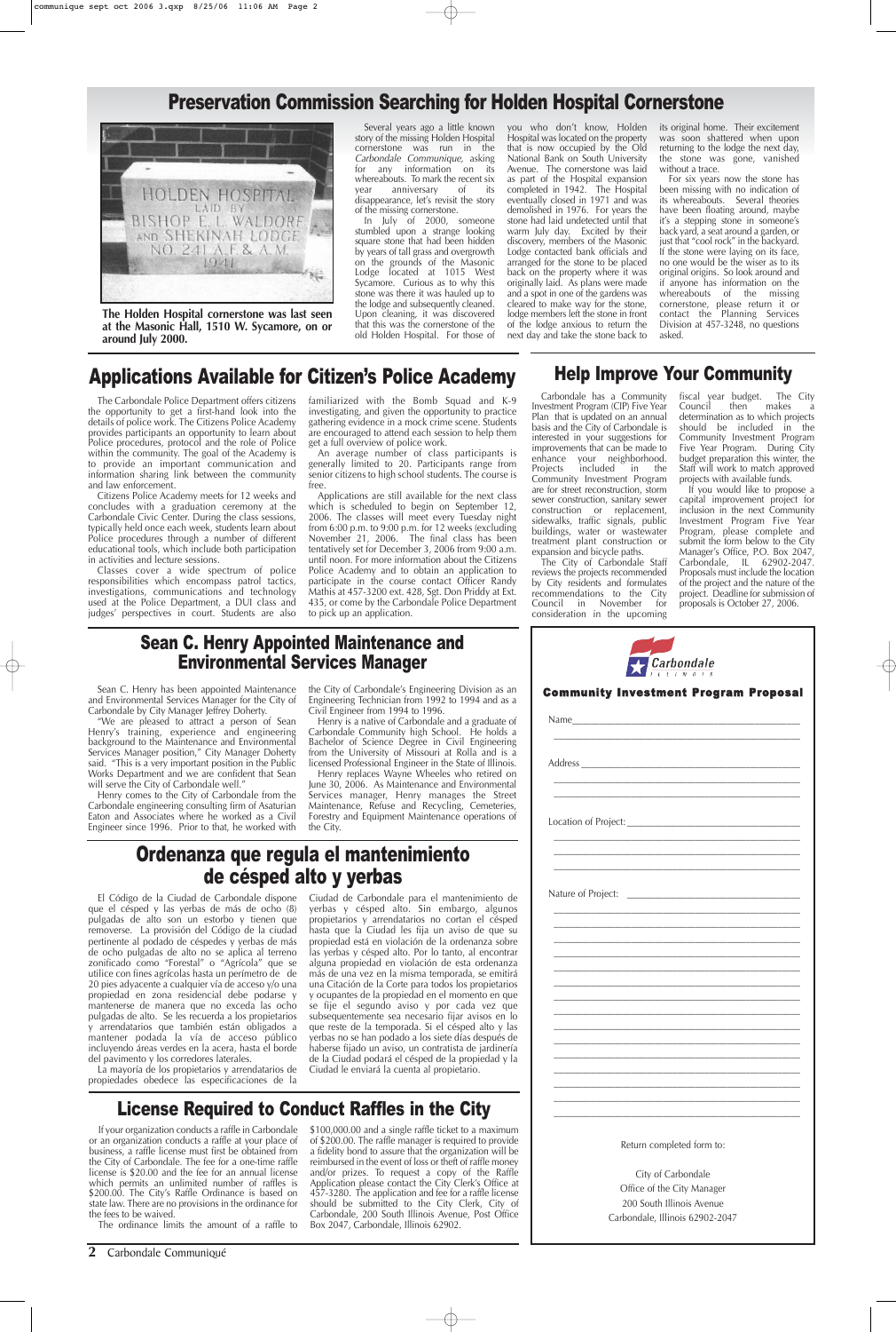## Preservation Commission Searching for Holden Hospital Cornerstone

**The Holden Hospital cornerstone was last seen at the Masonic Hall, 1510 W. Sycamore, on or around July 2000.**

Several years ago a little known story of the missing Holden Hospital cornerstone was run in the *Carbondale Communique*, asking for any information on its whereabouts. To mark the recent six year anniversary of its disappearance, let's revisit the story of the missing cornerstone.

In July of 2000, someone stumbled upon a strange looking square stone that had been hidden by years of tall grass and overgrowth on the grounds of the Masonic Lodge located at 1015 West Sycamore. Curious as to why this stone was there it was hauled up to the lodge and subsequently cleaned. Upon cleaning, it was discovered that this was the cornerstone of the old Holden Hospital. For those of you who don't know, Holden Hospital was located on the property that is now occupied by the Old National Bank on South University Avenue. The cornerstone was laid as part of the Hospital expansion completed in 1942. The Hospital eventually closed in 1971 and was demolished in 1976. For years the stone had laid undetected until that warm July day. Excited by their discovery, members of the Masonic Lodge contacted bank officials and arranged for the stone to be placed back on the property where it was originally laid. As plans were made and a spot in one of the gardens was cleared to make way for the stone, lodge members left the stone in front of the lodge anxious to return the next day and take the stone back to its original home. Their excitement was soon shattered when upon returning to the lodge the next day, the stone was gone, vanished without a trace.

For six years now the stone has been missing with no indication of its whereabouts. Several theories have been floating around, maybe it's a stepping stone in someone's back yard, a seat around a garden, or just that "cool rock" in the backyard. If the stone were laying on its face, no one would be the wiser as to its original origins. So look around and if anyone has information on the whereabouts of the missing cornerstone, please return it or contact the Planning Services Division at 457-3248, no questions asked.

## Applications Available for Citizen's Police Academy

The Carbondale Police Department offers citizens the opportunity to get a first-hand look into the details of police work. The Citizens Police Academy provides participants an opportunity to learn about Police procedures, protocol and the role of Police within the community. The goal of the Academy is to provide an important communication and information sharing link between the community and law enforcement.

Citizens Police Academy meets for 12 weeks and concludes with a graduation ceremony at the Carbondale Civic Center. During the class sessions, typically held once each week, students learn about Police procedures through a number of different educational tools, which include both participation in activities and lecture sessions.

Classes cover a wide spectrum of police responsibilities which encompass patrol tactics, investigations, communications and technology used at the Police Department, a DUI class and judges' perspectives in court. Students are also familiarized with the Bomb Squad and K-9 investigating, and given the opportunity to practice gathering evidence in a mock crime scene. Students are encouraged to attend each session to help them get a full overview of police work.

An average number of class participants is generally limited to 20. Participants range from senior citizens to high school students. The course is free.

Applications are still available for the next class which is scheduled to begin on September 12, 2006. The classes will meet every Tuesday night from 6:00 p.m. to 9:00 p.m. for 12 weeks (excluding November 21, 2006. The final class has been tentatively set for December 3, 2006 from 9:00 a.m. until noon. For more information about the Citizens Police Academy and to obtain an application to participate in the course contact Officer Randy Mathis at 457-3200 ext. 428, Sgt. Don Priddy at Ext. 435, or come by the Carbondale Police Department to pick up an application.

## Help Improve Your Community

Carbondale has a Community Investment Program (CIP) Five Year Plan that is updated on an annual basis and the City of Carbondale is interested in your suggestions for improvements that can be made to enhance your neighborhood. Projects included in the Community Investment Program are for street reconstruction, storm sewer construction, sanitary sewer construction or replacement, sidewalks, traffic signals, public buildings, water or wastewater treatment plant construction or expansion and bicycle paths.

The City of Carbondale Staff reviews the projects recommended by City residents and formulates recommendations to the City Council in November for consideration in the upcoming fiscal year budget. The City Council then makes a determination as to which projects should be included in the Community Investment Program Five Year Program. During City budget preparation this winter, the Staff will work to match approved projects with available funds.

If you would like to propose a capital improvement project for inclusion in the next Community Investment Program Five Year Program, please complete and submit the form below to the City Manager's Office, P.O. Box 2047, Carbondale, IL 62902-2047. Proposals must include the location of the project and the nature of the project. Deadline for submission of proposals is October 27, 2006.

## Sean C. Henry Appointed Maintenance and Environmental Services Manager

Sean C. Henry has been appointed Maintenance and Environmental Services Manager for the City of Carbondale by City Manager Jeffrey Doherty.

"We are pleased to attract a person of Sean Henry's training, experience and engineering background to the Maintenance and Environmental Services Manager position," City Manager Doherty said. "This is a very important position in the Public Works Department and we are confident that Sean will serve the City of Carbondale well."

Henry comes to the City of Carbondale from the Carbondale engineering consulting firm of Asaturian Eaton and Associates where he worked as a Civil Engineer since 1996. Prior to that, he worked with the City of Carbondale's Engineering Division as an Engineering Technician from 1992 to 1994 and as a Civil Engineer from 1994 to 1996.

Henry is a native of Carbondale and a graduate of Carbondale Community high School. He holds a Bachelor of Science Degree in Civil Engineering from the University of Missouri at Rolla and is a licensed Professional Engineer in the State of Illinois.

Henry replaces Wayne Wheeles who retired on June 30, 2006. As Maintenance and Environmental Services manager, Henry manages the Street Maintenance, Refuse and Recycling, Cemeteries, Forestry and Equipment Maintenance operations of the City.

## Ordenanza que regula el mantenimiento de césped alto y yerbas

El Código de la Ciudad de Carbondale dispone que el césped y las yerbas de más de ocho (8) pulgadas de alto son un estorbo y tienen que removerse. La provisión del Código de la ciudad pertinente al podado de céspedes y yerbas de más de ocho pulgadas de alto no se aplica al terreno zonificado como "Forestal" o "Agrícola" que se utilice con fines agrícolas hasta un perímetro de de 20 pies adyacente a cualquier vía de acceso y/o una propiedad en zona residencial debe podarse y mantenerse de manera que no exceda las ocho pulgadas de alto. Se les recuerda a los propietarios y arrendatarios que también están obligados a mantener podada la vía de acceso público incluyendo áreas verdes en la acera, hasta el borde del pavimento y los corredores laterales.

La mayoría de los propietarios y arrendatarios de propiedades obedece las especificaciones de la Ciudad de Carbondale para el mantenimiento de yerbas y césped alto. Sin embargo, algunos propietarios y arrendatarios no cortan el césped hasta que la Ciudad les fija un aviso de que su propiedad está en violación de la ordenanza sobre las yerbas y césped alto. Por lo tanto, al encontrar alguna propiedad en violación de esta ordenanza más de una vez en la misma temporada, se emitirá una Citación de la Corte para todos los propietarios y ocupantes de la propiedad en el momento en que se fije el segundo aviso y por cada vez que subsecuentemente sea necesario fijar avisos en lo que reste de la temporada. Si el césped alto y las yerbas no se han podado a los siete días después de haberse fijado un aviso, un contratista de jardinería de la Ciudad podará el césped de la propiedad y la Ciudad le enviará la cuenta al propietario.

## License Required to Conduct Raffles in the City

If your organization conducts a raffle in Carbondale or an organization conducts a raffle at your place of business, a raffle license must first be obtained from the City of Carbondale. The fee for a one-time raffle license is $20.00 and the fee for an annual license which permits an unlimited number of raffles is $200.00. The City's Raffle Ordinance is based on state law. There are no provisions in the ordinance for the fees to be waived.

The ordinance limits the amount of a raffle to $100,000.00 and a single raffle ticket to a maximum of $200.00. The raffle manager is required to provide a fidelity bond to assure that the organization will be reimbursed in the event of loss or theft of raffle money and/or prizes. To request a copy of the Raffle Application please contact the City Clerk's Office at 457-3280. The application and fee for a raffle license should be submitted to the City Clerk, City of Carbondale, 200 South Illinois Avenue, Post Office Box 2047, Carbondale, Illinois 62902.

---

**Carbondale, Illinois**

### Community Investment Program Proposal

Name ______________________________________

______________________________________

Address ______________________________________

______________________________________

______________________________________

Location of Project: ______________________________________

______________________________________

______________________________________

______________________________________

Nature of Project: ______________________________________

______________________________________

______________________________________

______________________________________

______________________________________

______________________________________

______________________________________

______________________________________

______________________________________

______________________________________

______________________________________

______________________________________

______________________________________

______________________________________

______________________________________

______________________________________

______________________________________

Return completed form to:

City of Carbondale
Office of the City Manager
200 South Illinois Avenue
Carbondale, Illinois 62902-2047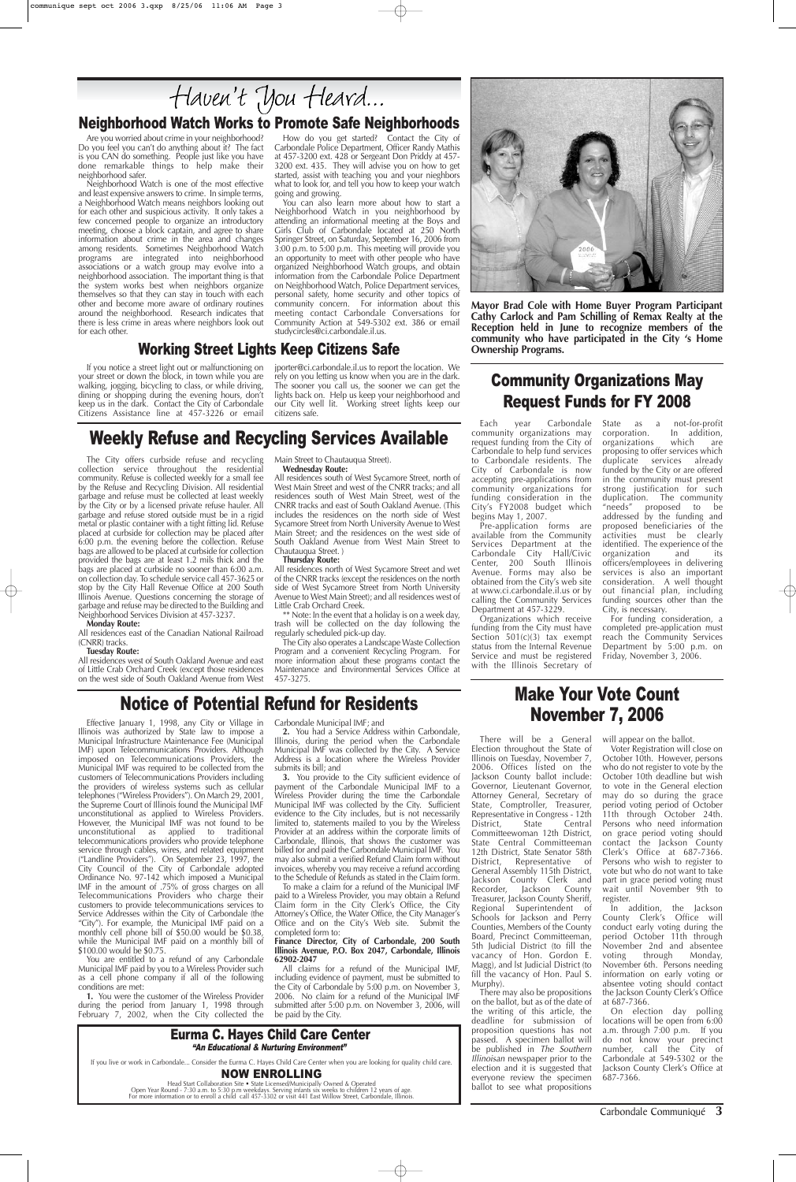# Haven't You Heard...

## Neighborhood Watch Works to Promote Safe Neighborhoods

Are you worried about crime in your neighborhood? Do you feel you can't do anything about it? The fact is you CAN do something. People just like you have done remarkable things to help make their neighborhood safer.

Neighborhood Watch is one of the most effective and least expensive answers to crime. In simple terms, a Neighborhood Watch means neighbors looking out for each other and suspicious activity. It only takes a few concerned people to organize an introductory meeting, choose a block captain, and agree to share information about crime in the area and changes among residents. Sometimes Neighborhood Watch programs are integrated into neighborhood associations or a watch group may evolve into a neighborhood association. The important thing is that the system works best when neighbors organize themselves so that they can stay in touch with each other and become more aware of ordinary routines around the neighborhood. Research indicates that there is less crime in areas where neighbors look out for each other.

How do you get started? Contact the City of Carbondale Police Department, Officer Randy Mathis at 457-3200 ext. 428 or Sergeant Don Priddy at 457-3200 ext. 435. They will advise you on how to get started, assist with teaching you and your nieghbors what to look for, and tell you how to keep your watch going and growing.

You can also learn more about how to start a Neighborhood Watch in you neighborhood by attending an informational meeting at the Boys and Girls Club of Carbondale located at 250 North Springer Street, on Saturday, September 16, 2006 from 3:00 p.m. to 5:00 p.m. This meeting will provide you an opportunity to meet with other people who have organized Neighborhood Watch groups, and obtain information from the Carbondale Police Department on Neighborhood Watch, Police Department services, personal safety, home security and other topics of community concern. For information about this meeting contact Carbondale Conversations for Community Action at 549-5302 ext. 386 or email studycircles@ci.carbondale.il.us.

**Mayor Brad Cole with Home Buyer Program Participant Cathy Carlock and Pam Schilling of Remax Realty at the Reception held in June to recognize members of the community who have participated in the City 's Home Ownership Programs.**

## Working Street Lights Keep Citizens Safe

If you notice a street light out or malfunctioning on your street or down the block, in town while you are walking, jogging, bicycling to class, or while driving, dining or shopping during the evening hours, don't keep us in the dark. Contact the City of Carbondale Citizens Assistance line at 457-3226 or email jporter@ci.carbondale.il.us to report the location. We rely on you letting us know when you are in the dark. The sooner you call us, the sooner we can get the lights back on. Help us keep your neighborhood and our City well lit. Working street lights keep our citizens safe.

## Weekly Refuse and Recycling Services Available

The City offers curbside refuse and recycling collection service throughout the residential community. Refuse is collected weekly for a small fee by the Refuse and Recycling Division. All residential garbage and refuse must be collected at least weekly by the City or by a licensed private refuse hauler. All garbage and refuse stored outside must be in a rigid metal or plastic container with a tight fitting lid. Refuse placed at curbside for collection may be placed after 6:00 p.m. the evening before the collection. Refuse bags are allowed to be placed at curbside for collection provided the bags are at least 1.2 mils thick and the bags are placed at curbside no sooner than 6:00 a.m. on collection day. To schedule service call 457-3625 or stop by the City Hall Revenue Office at 200 South Illinois Avenue. Questions concerning the storage of garbage and refuse may be directed to the Building and Neighborhood Services Division at 457-3237.

**Monday Route:**
All residences east of the Canadian National Railroad (CNRR) tracks.

**Tuesday Route:**
All residences west of South Oakland Avenue and east of Little Crab Orchard Creek (except those residences on the west side of South Oakland Avenue from West Main Street to Chautauqua Street).

**Wednesday Route:**
All residences south of West Sycamore Street, north of West Main Street and west of the CNRR tracks; and all residences west of the CNRR tracks and east of South Oakland Avenue. (This includes the residences on the north side of West Sycamore Street from North University Avenue to West Main Street; and the residences on the west side of South Oakland Avenue from West Main Street to Chautauqua Street. )

**Thursday Route:**
All residences north of West Sycamore Street and wet of the CNRR tracks (except the residences on the north side of West Sycamore Street from North University Avenue to West Main Street); and all residences west of Little Crab Orchard Creek.

** Note: In the event that a holiday is on a week day, trash will be collected on the day following the regularly scheduled pick-up day.

The City also operates a Landscape Waste Collection Program and a convenient Recycling Program. For more information about these programs contact the Maintenance and Environmental Services Office at 457-3275.

## Community Organizations May Request Funds for FY 2008

Each year Carbondale community organizations may request funding from the City of Carbondale to help fund services to Carbondale residents. The City of Carbondale is now accepting pre-applications from community organizations for funding consideration in the City's FY2008 budget which begins May 1, 2007.

Pre-application forms are available from the Community Services Department at the Carbondale City Hall/Civic Center, 200 South Illinois Avenue. Forms may also be obtained from the City's web site at www.ci.carbondale.il.us or by calling the Community Services Department at 457-3229.

Organizations which receive funding from the City must have Section 501(c)(3) tax exempt status from the Internal Revenue Service and must be registered with the Illinois Secretary of State as a not-for-profit corporation. In addition, organizations which are proposing to offer services which duplicate services already funded by the City or are offered in the community must present strong justification for such duplication. The community "needs" proposed to be addressed by the funding and proposed beneficiaries of the activities must be clearly identified. The experience of the organization and its officers/employees in delivering services is also an important consideration. A well thought out financial plan, including funding sources other than the City, is necessary.

For funding consideration, a completed pre-application must reach the Community Services Department by 5:00 p.m. on Friday, November 3, 2006.

## Notice of Potential Refund for Residents

Effective January 1, 1998, any City or Village in Illinois was authorized by State law to impose a Municipal Infrastructure Maintenance Fee (Municipal IMF) upon Telecommunications Providers. Although imposed on Telecommunications Providers, the Municipal IMF was required to be collected from the customers of Telecommunications Providers including the providers of wireless systems such as cellular telephones ("Wireless Providers"). On March 29, 2001, the Supreme Court of Illinois found the Municipal IMF unconstitutional as applied to Wireless Providers. However, the Municipal IMF was not found to be unconstitutional as applied to traditional telecommunications providers who provide telephone service through cables, wires, and related equipment ("Landline Providers"). On September 23, 1997, the City Council of the City of Carbondale adopted Ordinance No. 97-142 which imposed a Municipal IMF in the amount of .75% of gross charges on all Telecommunications Providers who charge their customers to provide telecommunications services to Service Addresses within the City of Carbondale (the "City"). For example, the Municipal IMF paid on a monthly cell phone bill of $50.00 would be $0.38, while the Municipal IMF paid on a monthly bill of $100.00 would be $0.75.

You are entitled to a refund of any Carbondale Municipal IMF paid by you to a Wireless Provider such as a cell phone company if all of the following conditions are met:

**1.** You were the customer of the Wireless Provider during the period from January 1, 1998 through February 7, 2002, when the City collected the Carbondale Municipal IMF; and

**2.** You had a Service Address within Carbondale, Illinois, during the period when the Carbondale Municipal IMF was collected by the City. A Service Address is a location where the Wireless Provider submits its bill; and

**3.** You provide to the City sufficient evidence of payment of the Carbondale Municipal IMF to a Wireless Provider during the time the Carbondale Municipal IMF was collected by the City. Sufficient evidence to the City includes, but is not necessarily limited to, statements mailed to you by the Wireless Provider at an address within the corporate limits of Carbondale, Illinois, that shows the customer was billed for and paid the Carbondale Municipal IMF. You may also submit a verified Refund Claim form without invoices, whereby you may receive a refund according to the Schedule of Refunds as stated in the Claim form.

To make a claim for a refund of the Municipal IMF paid to a Wireless Provider, you may obtain a Refund Claim form in the City Clerk's Office, the City Attorney's Office, the Water Office, the City Manager's Office and on the City's Web site. Submit the completed form to:

**Finance Director, City of Carbondale, 200 South Illinois Avenue, P.O. Box 2047, Carbondale, Illinois 62902-2047**

All claims for a refund of the Municipal IMF, including evidence of payment, must be submitted to the City of Carbondale by 5:00 p.m. on November 3, 2006. No claim for a refund of the Municipal IMF submitted after 5:00 p.m. on November 3, 2006, will be paid by the City.

## Make Your Vote Count November 7, 2006

There will be a General Election throughout the State of Illinois on Tuesday, November 7, 2006. Offices listed on the Jackson County ballot include: Governor, Lieutenant Governor, Attorney General, Secretary of State, Comptroller, Treasurer, Representative in Congress - 12th District, State Central Committeewoman 12th District, State Central Committeeman 12th District, State Senator 58th District, Representative of General Assembly 115th District, Jackson County Clerk and Recorder, Jackson County Treasurer, Jackson County Sheriff, Regional Superintendent of Schools for Jackson and Perry Counties, Members of the County Board, Precinct Committeeman, 5th Judicial District (to fill the vacancy of Hon. Gordon E. Magg), and lst Judicial District (to fill the vacancy of Hon. Paul S. Murphy).

There may also be propositions on the ballot, but as of the date of the writing of this article, the deadline for submission of proposition questions has not passed. A specimen ballot will be published in *The Southern Illinoisan* newspaper prior to the election and it is suggested that everyone review the specimen ballot to see what propositions will appear on the ballot.

Voter Registration will close on October 10th. However, persons who do not register to vote by the October 10th deadline but wish to vote in the General election may do so during the grace period voting period of October 11th through October 24th. Persons who need information on grace period voting should contact the Jackson County Clerk's Office at 687-7366. Persons who wish to register to vote but who do not want to take part in grace period voting must wait until November 9th to register.

In addition, the Jackson County Clerk's Office will conduct early voting during the period October 11th through November 2nd and absentee voting through Monday, November 6th. Persons needing information on early voting or absentee voting should contact the Jackson County Clerk's Office at 687-7366.

On election day polling locations will be open from 6:00 a.m. through 7:00 p.m. If you do not know your precinct number, call the City of Carbondale at 549-5302 or the Jackson County Clerk's Office at 687-7366.

## Eurma C. Hayes Child Care Center

*"An Educational & Nurturing Environment"*

If you live or work in Carbondale... Consider the Eurma C. Hayes Child Care Center when you are looking for quality child care.

**NOW ENROLLING**

Head Start Collaboration Site • State Licensed/Municipally Owned & Operated
Open Year Round - 7:30 a.m. to 5:30 p.m weekdays. Serving infants six weeks to children 12 years of age.
For more information or to enroll a child call 457-3302 or visit 441 East Willow Street, Carbondale, Illinois.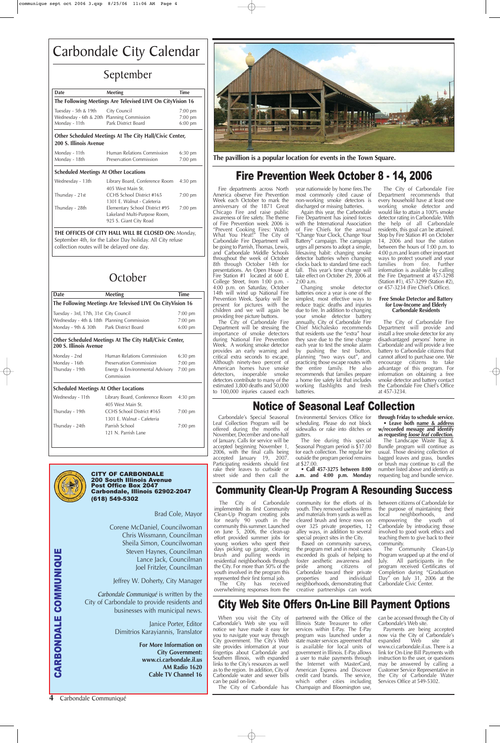# Carbondale City Calendar

## September

| Date | Meeting | Time |
|---|---|---|
| **The Following Meetings Are Televised LIVE On CityVision 16** | | |
| Tuesday - 5th & 19th | City Council | 7:00 pm |
| Wednesday - 6th & 20th | Planning Commission | 7:00 pm |
| Monday - 11th | Park District Board | 6:00 pm |
| **Other Scheduled Meetings At The City Hall/Civic Center, 200 S. Illinois Avenue** | | |
| Monday - 11th | Human Relations Commission | 6:30 pm |
| Monday - 18th | Preservation Commission | 7:00 pm |
| **Scheduled Meetings At Other Locations** | | |
| Wednesday - 13th | Library Board, Conference Room 405 West Main St. | 4:30 pm |
| Thursday - 21st | CCHS School District #165 1301 E. Walnut - Cafeteria | 7:00 pm |
| Thursday - 28th | Elementary School District #95 Lakeland Multi-Purpose Room, 925 S. Giant City Road | 7:00 pm |

**THE OFFICES OF CITY HALL WILL BE CLOSED ON:** Monday, September 4th, for the Labor Day holiday. All City refuse collection routes will be delayed one day.

## October

| Date | Meeting | Time |
|---|---|---|
| **The Following Meetings Are Televised LIVE On CityVision 16** | | |
| Tuesday - 3rd, 17th, 31st | City Council | 7:00 pm |
| Wednesday - 4th & 18th | Planning Commission | 7:00 pm |
| Monday - 9th & 30th | Park District Board | 6:00 pm |
| **Other Scheduled Meetings At The City Hall/Civic Center, 200 S. Illinois Avenue** | | |
| Monday - 2nd | Human Relations Commission | 6:30 pm |
| Monday - 16th | Preservation Commission | 7:00 pm |
| Thursday - 19th | Energy & Environmental Advisory Commission | 7:00 pm |
| **Scheduled Meetings At Other Locations** | | |
| Wednesday - 11th | Library Board, Conference Room 405 West Main St. | 4:30 pm |
| Thursday - 19th | CCHS School District #165 1301 E. Walnut - Cafeteria | 7:00 pm |
| Thursday - 24th | Parrish School 121 N. Parrish Lane | 7:00 pm |

**CITY OF CARBONDALE**
**200 South Illinois Avenue**
**Post Office Box 2047**
**Carbondale, Illinois 62902-2047**
**(618) 549-5302**

Brad Cole, Mayor

Corene McDaniel, Councilwoman
Chris Wissmann, Councilman
Sheila Simon, Councilwoman
Steven Haynes, Councilman
Lance Jack, Councilman
Joel Fritzler, Councilman

Jeffrey W. Doherty, City Manager

*Carbondale Communiqué* is written by the City of Carbondale to provide residents and businesses with municipal news.

Janice Porter, Editor
Dimitrios Karayiannis, Translator

**For More Information on City Government:**
**www.ci.carbondale.il.us**
**AM Radio 1620**
**Cable TV Channel 16**

**CARBONDALE COMMUNIQUE**

The pavillion is a popular location for events in the Town Square.

# Fire Prevention Week October 8 - 14, 2006

Fire departments across North America observe Fire Prevention Week each October to mark the anniversary of the 1871 Great Chicago Fire and raise public awareness of fire safety. The theme of Fire Prevention week 2006 is "Prevent Cooking Fires: Watch What You Heat!" The City of Carbondale Fire Department will be going to Parrish, Thomas, Lewis, and Carbondale Middle Schools throughout the week of October 8th through October 14th for presentations. An Open House at Fire Station #1 located at 600 E. College Street, from 1:00 p.m. - 4:00 p.m. on Saturday, October 14th will wind up National Fire Prevention Week. Sparky will be present for pictures with the children and we will again be providing free picture buttons.

The City of Carbondale Fire Department will be stressing the importance of smoke detectors during National Fire Prevention Week. A working smoke detector provides an early warning and critical extra seconds to escape. Although ninety-two percent of American homes have smoke detectors, inoperable smoke detectors contribute to many of the estimated 3,800 deaths and 50,000 to 100,000 injuries caused each year nationwide by home fires.The most commonly cited cause of non-working smoke detectors is discharged or missing batteries.

Again this year, the Carbondale Fire Department has joined forces with the International Association of Fire Chiefs for the annual "Change Your Clock, Change Your Battery" campaign. The campaign urges all persons to adopt a simple, lifesaving habit: changing smoke detector batteries when changing clocks back to standard time each fall. This year's time change will take effect on October 29, 2006 at 2:00 a.m.

Changing smoke detector batteries once a year is one of the simplest, most effective ways to reduce tragic deaths and injuries due to fire. In addition to changing your smoke detector battery annually, City of Carbondale Fire Chief Michalesko recommends that residents use the "extra" hour they save due to the time change each year to test the smoke alarm by pushing the test button, planning "two ways out", and practicing those escape routes with the entire family. He also recommends that families prepare a home fire safety kit that includes working flashlights and fresh batteries.

The City of Carbondale Fire Department recommends that every household have at least one working smoke detector and would like to attain a 100% smoke detector rating in Carbondale. With the help of all Carbondale residents, this goal can be attained. Stop by Fire Station #1 on October 14, 2006 and tour the station between the hours of 1:00 p.m. to 4:00 p.m.and learn other important ways to protect yourself and your families from fire. Further information is available by calling the Fire Department at 457-3298 (Station #1), 457-3299 (Station #2), or 457-3234 (Fire Chief's Office).

**Free Smoke Detector and Battery for Low-Income and Elderly Carbondale Residents**

The City of Carbondale Fire Department will provide and install a free smoke detector for any disadvantaged persons' home in Carbondale and will provide a free battery to Carbondale citizens that cannot afford to purchase one. We encourage citizens to take advantage of this program. For information on obtaining a free smoke detector and battery contact the Carbondale Fire Chief's Office at 457-3234.

# Notice of Seasonal Leaf Collection

Carbondale's Special Seasonal Leaf Collection Program will be offered during the months of November, December and one-half of January. Calls for service will be accepted beginning November 1, 2006, with the final calls being accepted January 19, 2007. Participating residents should first rake their leaves to curbside or street side and then call the Environmental Services Office for scheduling. Please do not block sidewalks or rake into ditches or gutters.

The fee during this special Seasonal Program period is $17.00 for each collection. The regular fee outside the program period remains at $27.00.

- **Call 457-3275 between 8:00 a.m. and 4:00 p.m. Monday through Friday to schedule service.**
- **Leave both <u>name & address</u> w/recorded message and <u>identify</u> as requesting <u>*loose leaf collection.*</u>**

The Landscape Waste Bag & Bundle program will continue as usual. Those desiring collection of bagged leaves and grass, bundles or brush may continue to call the number listed above and identify as requesting bag and bundle service.

# Community Clean-Up Program A Resounding Success

The City of Carbondale implemented its first Community Clean-Up Program creating jobs for nearly 90 youth in the community this summer. Launched on June 5, 2006, the clean-up effort provided summer jobs for young workers who spent their days picking up garage, clearing brush and pulling weeds in residential neighborhoods through the City. For more than 50% of the youth involved in the program this represented their first formal job.

The City has received overwhelming responses from the community for the efforts of its youth. They removed useless items and materials from yards as well as cleared brush and fence rows on over 325 private properties, 12 alley ways, in addition to several special project sites in the City.

Based on community surveys, the program met and in most cases exceeded its goals of helping to foster aesthetic awareness and pride among citizens of Carbondale toward their private properties and individual neighborhoods, demonstrating that creative partnerships can work between citizens of Carbondale for the purpose of maintaining their local neighborhoods, and empowering the youth of Carbondale by introducing those involved to good work ethics and teaching them to give back to their community.

The Community Clean-Up Program wrapped up at the end of July. All participants in the program received Certificates of Completion during "Graduation Day" on July 31, 2006 at the Carbondale Civic Center.

# City Web Site Offers On-Line Bill Payment Options

When you visit the City of Carbondale's Web site you will notice we have made it easy for you to navigate your way through City government. The City's Web site provides information at your fingertips about Carbondale and Southern Illinois, with expanded links to the City's resources as well as to the region. In addition, City of Carbondale water and sewer bills can be paid on-line.

The City of Carbondale has partnered with the Office of the Illinois State Treasurer to offer services within E-Pay. The E-Pay program was launched under a state master services agreement that is available for local units of government in Illinois. E-Pay allows a user to make payments through the Internet with MasterCard, American Express and Discover credit card brands. The service, which other cities including Champaign and Bloomington use, can be accessed through the City of Carbondale's Web site.

Payments are being accepted now via the City of Carbondale's expanded Web site at www.ci.carbondale.il.us. There is a link for On-Line Bill Payments with instruction to the user, or questions may be answered by calling a Customer Service Representative in the City of Carbondale Water Services Office at 549-5302.